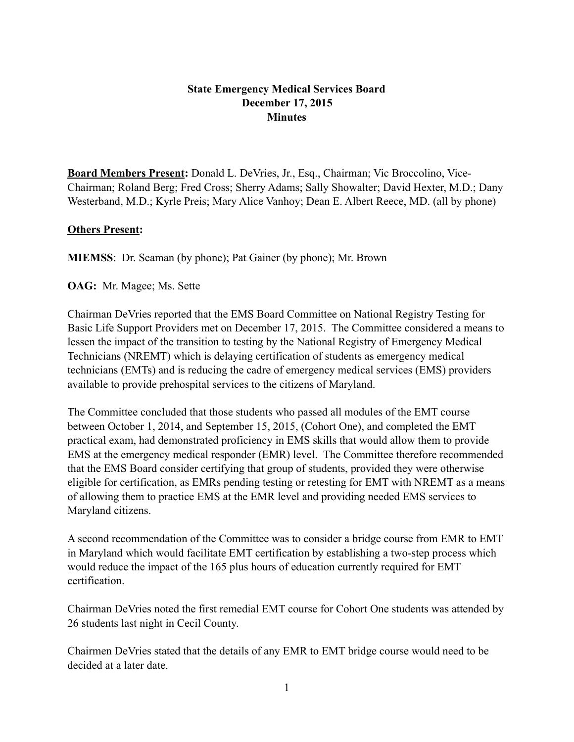# State Emergency Medical Services Board
## December 17, 2015
## Minutes

**Board Members Present:** Donald L. DeVries, Jr., Esq., Chairman; Vic Broccolino, Vice-Chairman; Roland Berg; Fred Cross; Sherry Adams; Sally Showalter; David Hexter, M.D.; Dany Westerband, M.D.; Kyrle Preis; Mary Alice Vanhoy; Dean E. Albert Reece, MD. (all by phone)

**Others Present:**

**MIEMSS**: Dr. Seaman (by phone); Pat Gainer (by phone); Mr. Brown

**OAG:** Mr. Magee; Ms. Sette

Chairman DeVries reported that the EMS Board Committee on National Registry Testing for Basic Life Support Providers met on December 17, 2015. The Committee considered a means to lessen the impact of the transition to testing by the National Registry of Emergency Medical Technicians (NREMT) which is delaying certification of students as emergency medical technicians (EMTs) and is reducing the cadre of emergency medical services (EMS) providers available to provide prehospital services to the citizens of Maryland.

The Committee concluded that those students who passed all modules of the EMT course between October 1, 2014, and September 15, 2015, (Cohort One), and completed the EMT practical exam, had demonstrated proficiency in EMS skills that would allow them to provide EMS at the emergency medical responder (EMR) level. The Committee therefore recommended that the EMS Board consider certifying that group of students, provided they were otherwise eligible for certification, as EMRs pending testing or retesting for EMT with NREMT as a means of allowing them to practice EMS at the EMR level and providing needed EMS services to Maryland citizens.

A second recommendation of the Committee was to consider a bridge course from EMR to EMT in Maryland which would facilitate EMT certification by establishing a two-step process which would reduce the impact of the 165 plus hours of education currently required for EMT certification.

Chairman DeVries noted the first remedial EMT course for Cohort One students was attended by 26 students last night in Cecil County.

Chairmen DeVries stated that the details of any EMR to EMT bridge course would need to be decided at a later date.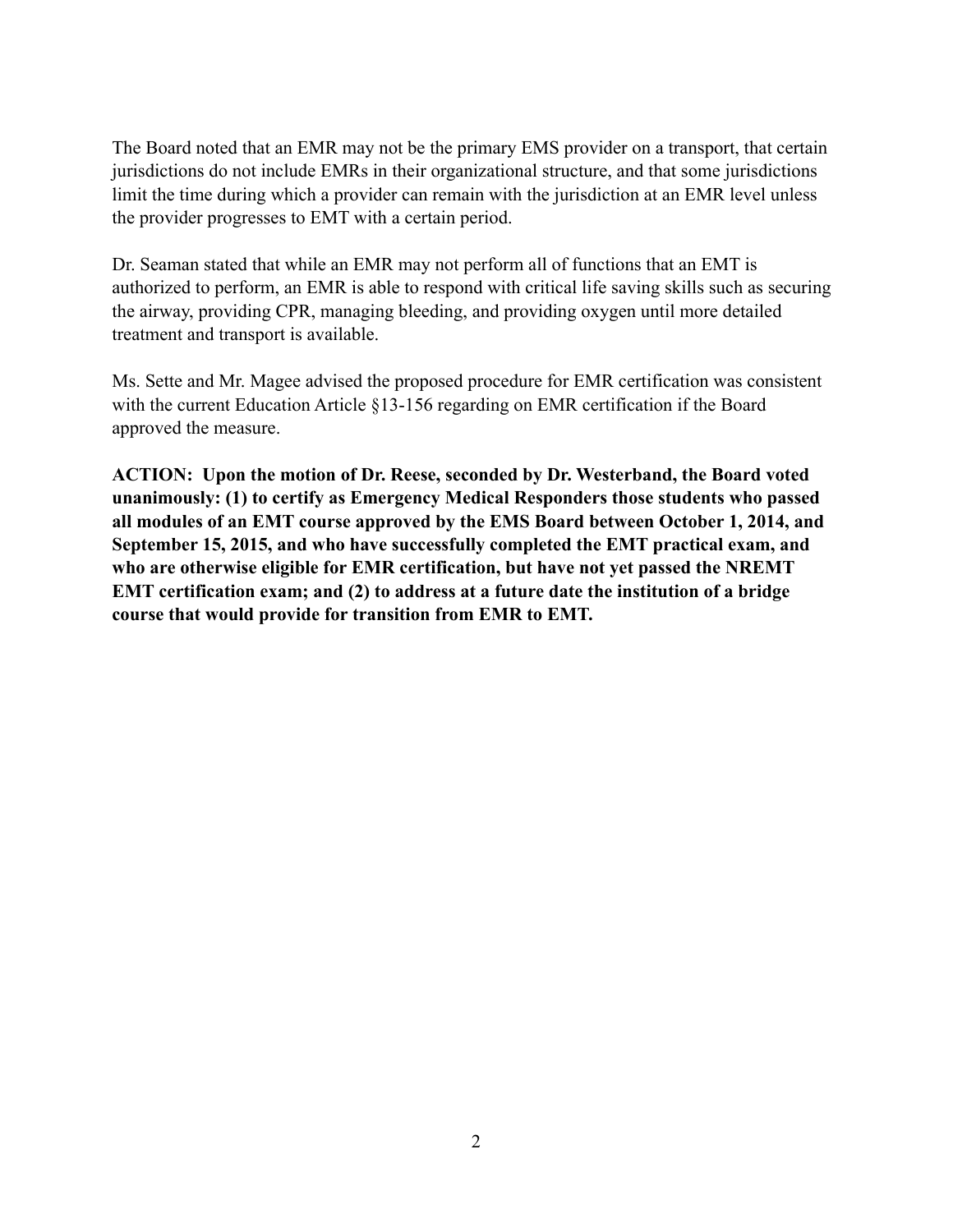The Board noted that an EMR may not be the primary EMS provider on a transport, that certain jurisdictions do not include EMRs in their organizational structure, and that some jurisdictions limit the time during which a provider can remain with the jurisdiction at an EMR level unless the provider progresses to EMT with a certain period.

Dr. Seaman stated that while an EMR may not perform all of functions that an EMT is authorized to perform, an EMR is able to respond with critical life saving skills such as securing the airway, providing CPR, managing bleeding, and providing oxygen until more detailed treatment and transport is available.

Ms. Sette and Mr. Magee advised the proposed procedure for EMR certification was consistent with the current Education Article §13-156 regarding on EMR certification if the Board approved the measure.

**ACTION: Upon the motion of Dr. Reese, seconded by Dr. Westerband, the Board voted unanimously: (1) to certify as Emergency Medical Responders those students who passed all modules of an EMT course approved by the EMS Board between October 1, 2014, and September 15, 2015, and who have successfully completed the EMT practical exam, and who are otherwise eligible for EMR certification, but have not yet passed the NREMT EMT certification exam; and (2) to address at a future date the institution of a bridge course that would provide for transition from EMR to EMT.**